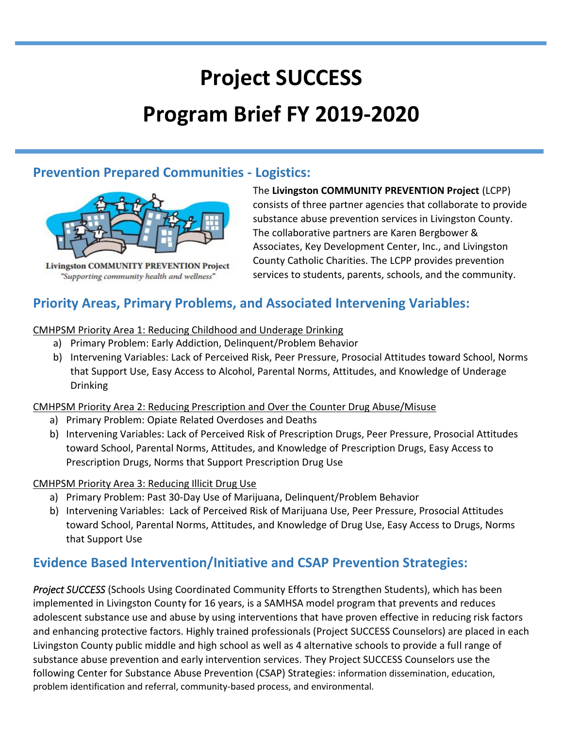# Project SUCCESS
# Program Brief FY 2019-2020

## Prevention Prepared Communities - Logistics:

Livingston COMMUNITY PREVENTION Project
"Supporting community health and wellness"

The **Livingston COMMUNITY PREVENTION Project** (LCPP) consists of three partner agencies that collaborate to provide substance abuse prevention services in Livingston County. The collaborative partners are Karen Bergbower & Associates, Key Development Center, Inc., and Livingston County Catholic Charities. The LCPP provides prevention services to students, parents, schools, and the community.

## Priority Areas, Primary Problems, and Associated Intervening Variables:

<u>CMHPSM Priority Area 1: Reducing Childhood and Underage Drinking</u>

a) Primary Problem: Early Addiction, Delinquent/Problem Behavior
b) Intervening Variables: Lack of Perceived Risk, Peer Pressure, Prosocial Attitudes toward School, Norms that Support Use, Easy Access to Alcohol, Parental Norms, Attitudes, and Knowledge of Underage Drinking

<u>CMHPSM Priority Area 2: Reducing Prescription and Over the Counter Drug Abuse/Misuse</u>

a) Primary Problem: Opiate Related Overdoses and Deaths
b) Intervening Variables: Lack of Perceived Risk of Prescription Drugs, Peer Pressure, Prosocial Attitudes toward School, Parental Norms, Attitudes, and Knowledge of Prescription Drugs, Easy Access to Prescription Drugs, Norms that Support Prescription Drug Use

<u>CMHPSM Priority Area 3: Reducing Illicit Drug Use</u>

a) Primary Problem: Past 30-Day Use of Marijuana, Delinquent/Problem Behavior
b) Intervening Variables: Lack of Perceived Risk of Marijuana Use, Peer Pressure, Prosocial Attitudes toward School, Parental Norms, Attitudes, and Knowledge of Drug Use, Easy Access to Drugs, Norms that Support Use

## Evidence Based Intervention/Initiative and CSAP Prevention Strategies:

*Project SUCCESS* (Schools Using Coordinated Community Efforts to Strengthen Students), which has been implemented in Livingston County for 16 years, is a SAMHSA model program that prevents and reduces adolescent substance use and abuse by using interventions that have proven effective in reducing risk factors and enhancing protective factors. Highly trained professionals (Project SUCCESS Counselors) are placed in each Livingston County public middle and high school as well as 4 alternative schools to provide a full range of substance abuse prevention and early intervention services. They Project SUCCESS Counselors use the following Center for Substance Abuse Prevention (CSAP) Strategies: information dissemination, education, problem identification and referral, community-based process, and environmental.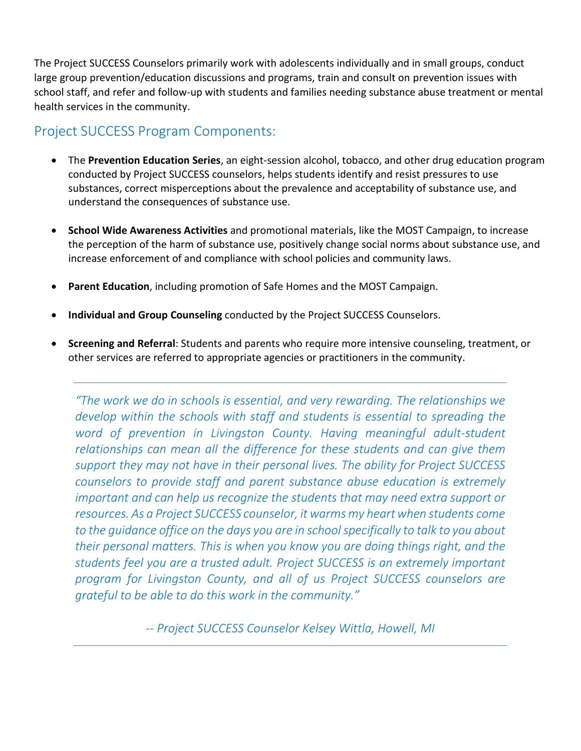The Project SUCCESS Counselors primarily work with adolescents individually and in small groups, conduct large group prevention/education discussions and programs, train and consult on prevention issues with school staff, and refer and follow-up with students and families needing substance abuse treatment or mental health services in the community.

## Project SUCCESS Program Components:

- The **Prevention Education Series**, an eight-session alcohol, tobacco, and other drug education program conducted by Project SUCCESS counselors, helps students identify and resist pressures to use substances, correct misperceptions about the prevalence and acceptability of substance use, and understand the consequences of substance use.

- **School Wide Awareness Activities** and promotional materials, like the MOST Campaign, to increase the perception of the harm of substance use, positively change social norms about substance use, and increase enforcement of and compliance with school policies and community laws.

- **Parent Education**, including promotion of Safe Homes and the MOST Campaign.

- **Individual and Group Counseling** conducted by the Project SUCCESS Counselors.

- **Screening and Referral**: Students and parents who require more intensive counseling, treatment, or other services are referred to appropriate agencies or practitioners in the community.

---

*"The work we do in schools is essential, and very rewarding. The relationships we develop within the schools with staff and students is essential to spreading the word of prevention in Livingston County. Having meaningful adult-student relationships can mean all the difference for these students and can give them support they may not have in their personal lives. The ability for Project SUCCESS counselors to provide staff and parent substance abuse education is extremely important and can help us recognize the students that may need extra support or resources. As a Project SUCCESS counselor, it warms my heart when students come to the guidance office on the days you are in school specifically to talk to you about their personal matters. This is when you know you are doing things right, and the students feel you are a trusted adult. Project SUCCESS is an extremely important program for Livingston County, and all of us Project SUCCESS counselors are grateful to be able to do this work in the community."*

*-- Project SUCCESS Counselor Kelsey Wittla, Howell, MI*

---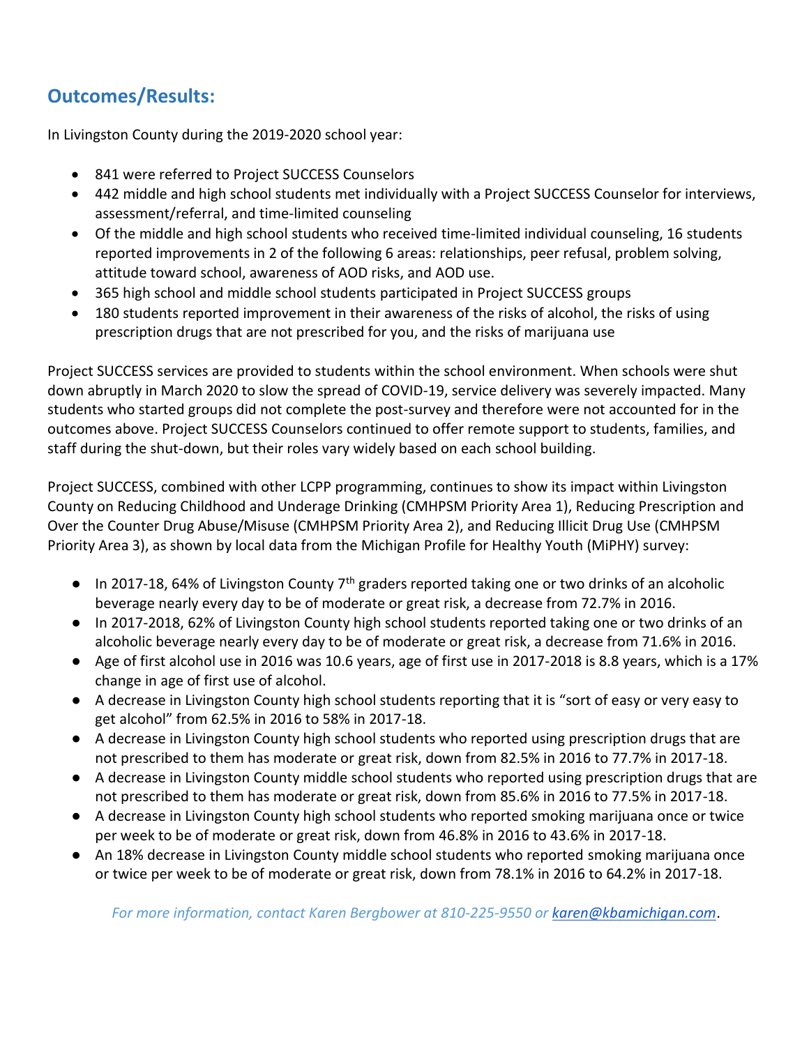## Outcomes/Results:

In Livingston County during the 2019-2020 school year:

- 841 were referred to Project SUCCESS Counselors
- 442 middle and high school students met individually with a Project SUCCESS Counselor for interviews, assessment/referral, and time-limited counseling
- Of the middle and high school students who received time-limited individual counseling, 16 students reported improvements in 2 of the following 6 areas: relationships, peer refusal, problem solving, attitude toward school, awareness of AOD risks, and AOD use.
- 365 high school and middle school students participated in Project SUCCESS groups
- 180 students reported improvement in their awareness of the risks of alcohol, the risks of using prescription drugs that are not prescribed for you, and the risks of marijuana use

Project SUCCESS services are provided to students within the school environment. When schools were shut down abruptly in March 2020 to slow the spread of COVID-19, service delivery was severely impacted. Many students who started groups did not complete the post-survey and therefore were not accounted for in the outcomes above. Project SUCCESS Counselors continued to offer remote support to students, families, and staff during the shut-down, but their roles vary widely based on each school building.

Project SUCCESS, combined with other LCPP programming, continues to show its impact within Livingston County on Reducing Childhood and Underage Drinking (CMHPSM Priority Area 1), Reducing Prescription and Over the Counter Drug Abuse/Misuse (CMHPSM Priority Area 2), and Reducing Illicit Drug Use (CMHPSM Priority Area 3), as shown by local data from the Michigan Profile for Healthy Youth (MiPHY) survey:

- In 2017-18, 64% of Livingston County 7th graders reported taking one or two drinks of an alcoholic beverage nearly every day to be of moderate or great risk, a decrease from 72.7% in 2016.
- In 2017-2018, 62% of Livingston County high school students reported taking one or two drinks of an alcoholic beverage nearly every day to be of moderate or great risk, a decrease from 71.6% in 2016.
- Age of first alcohol use in 2016 was 10.6 years, age of first use in 2017-2018 is 8.8 years, which is a 17% change in age of first use of alcohol.
- A decrease in Livingston County high school students reporting that it is "sort of easy or very easy to get alcohol" from 62.5% in 2016 to 58% in 2017-18.
- A decrease in Livingston County high school students who reported using prescription drugs that are not prescribed to them has moderate or great risk, down from 82.5% in 2016 to 77.7% in 2017-18.
- A decrease in Livingston County middle school students who reported using prescription drugs that are not prescribed to them has moderate or great risk, down from 85.6% in 2016 to 77.5% in 2017-18.
- A decrease in Livingston County high school students who reported smoking marijuana once or twice per week to be of moderate or great risk, down from 46.8% in 2016 to 43.6% in 2017-18.
- An 18% decrease in Livingston County middle school students who reported smoking marijuana once or twice per week to be of moderate or great risk, down from 78.1% in 2016 to 64.2% in 2017-18.

*For more information, contact Karen Bergbower at 810-225-9550 or karen@kbamichigan.com.*